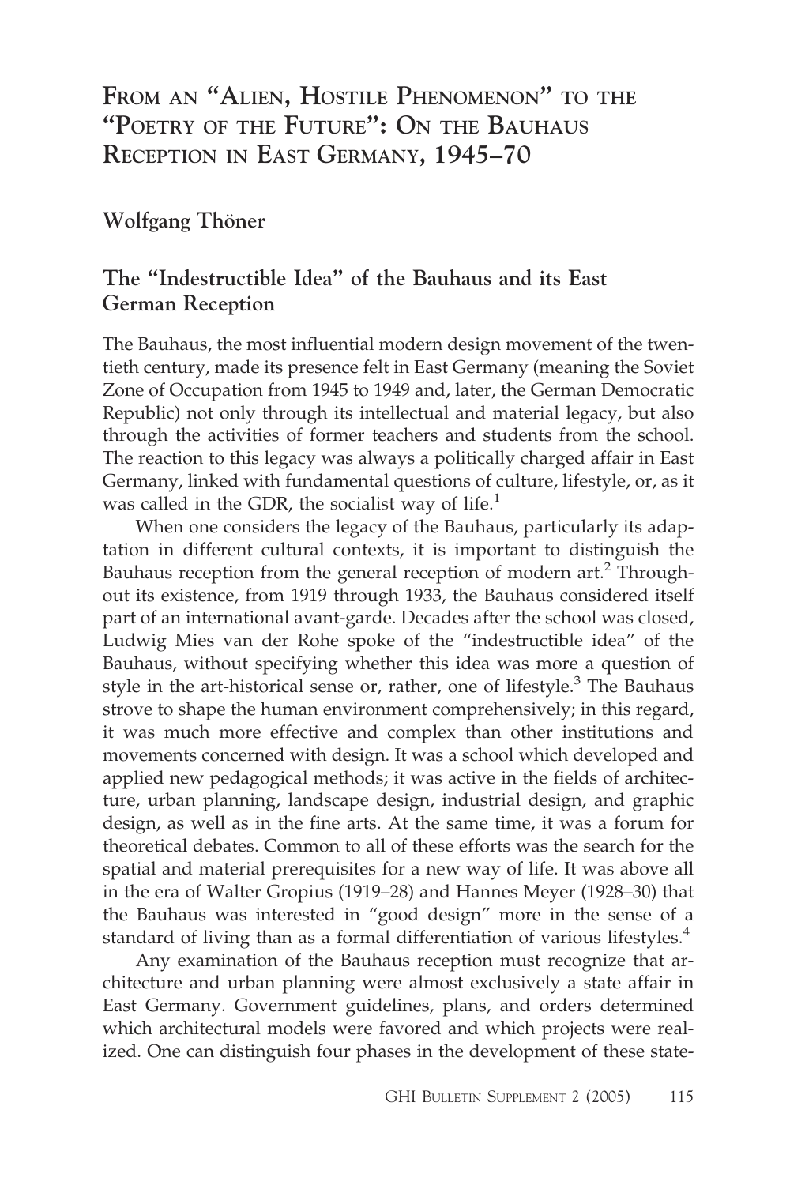# From an "Alien, Hostile Phenomenon" to the "Poetry of the Future": On the Bauhaus Reception in East Germany, 1945–70

**Wolfgang Thöner**

## The "Indestructible Idea" of the Bauhaus and its East German Reception

The Bauhaus, the most influential modern design movement of the twentieth century, made its presence felt in East Germany (meaning the Soviet Zone of Occupation from 1945 to 1949 and, later, the German Democratic Republic) not only through its intellectual and material legacy, but also through the activities of former teachers and students from the school. The reaction to this legacy was always a politically charged affair in East Germany, linked with fundamental questions of culture, lifestyle, or, as it was called in the GDR, the socialist way of life.[1]

When one considers the legacy of the Bauhaus, particularly its adaptation in different cultural contexts, it is important to distinguish the Bauhaus reception from the general reception of modern art.[2] Throughout its existence, from 1919 through 1933, the Bauhaus considered itself part of an international avant-garde. Decades after the school was closed, Ludwig Mies van der Rohe spoke of the "indestructible idea" of the Bauhaus, without specifying whether this idea was more a question of style in the art-historical sense or, rather, one of lifestyle.[3] The Bauhaus strove to shape the human environment comprehensively; in this regard, it was much more effective and complex than other institutions and movements concerned with design. It was a school which developed and applied new pedagogical methods; it was active in the fields of architecture, urban planning, landscape design, industrial design, and graphic design, as well as in the fine arts. At the same time, it was a forum for theoretical debates. Common to all of these efforts was the search for the spatial and material prerequisites for a new way of life. It was above all in the era of Walter Gropius (1919–28) and Hannes Meyer (1928–30) that the Bauhaus was interested in "good design" more in the sense of a standard of living than as a formal differentiation of various lifestyles.[4]

Any examination of the Bauhaus reception must recognize that architecture and urban planning were almost exclusively a state affair in East Germany. Government guidelines, plans, and orders determined which architectural models were favored and which projects were realized. One can distinguish four phases in the development of these state-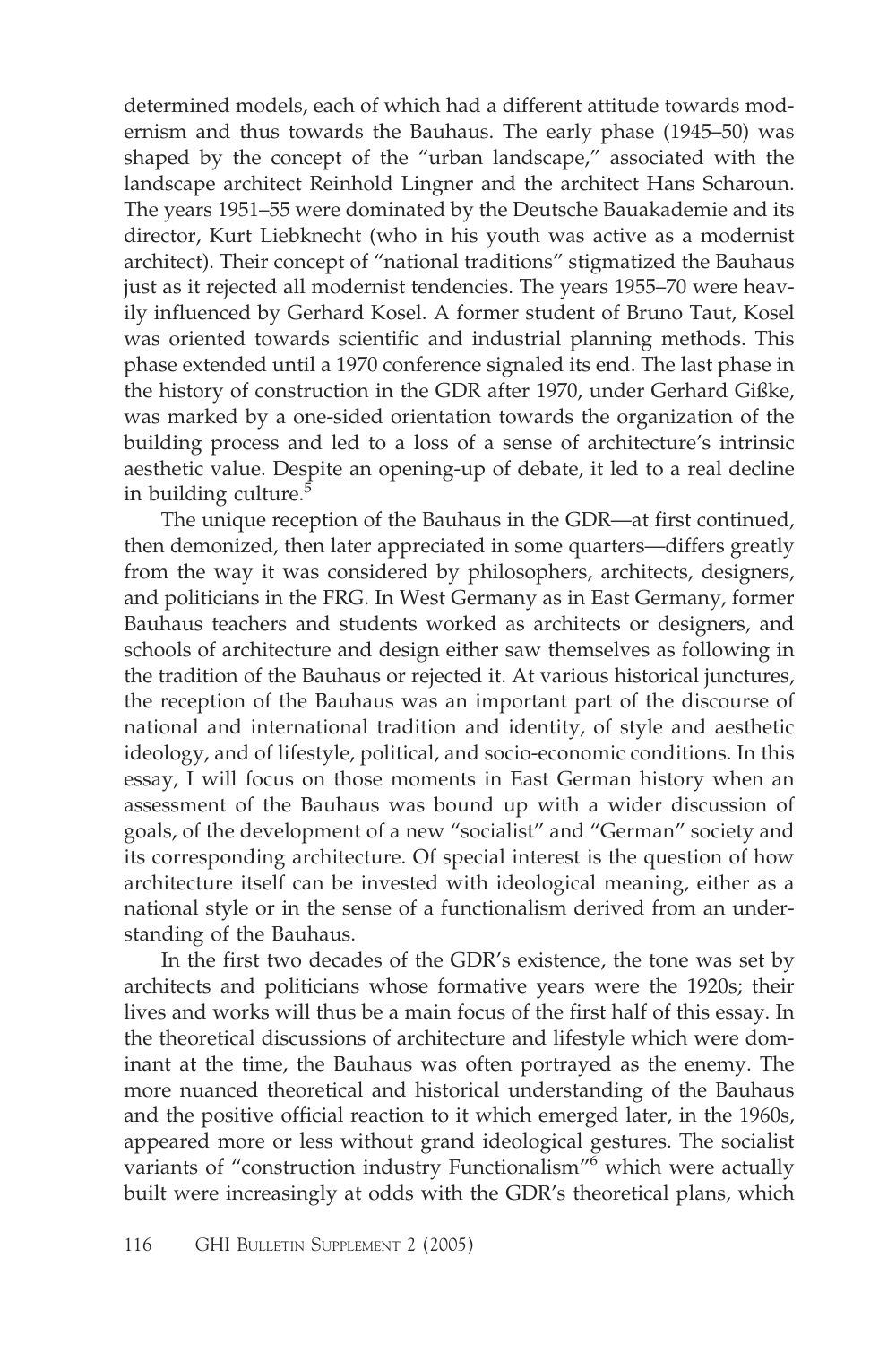determined models, each of which had a different attitude towards modernism and thus towards the Bauhaus. The early phase (1945–50) was shaped by the concept of the "urban landscape," associated with the landscape architect Reinhold Lingner and the architect Hans Scharoun. The years 1951–55 were dominated by the Deutsche Bauakademie and its director, Kurt Liebknecht (who in his youth was active as a modernist architect). Their concept of "national traditions" stigmatized the Bauhaus just as it rejected all modernist tendencies. The years 1955–70 were heavily influenced by Gerhard Kosel. A former student of Bruno Taut, Kosel was oriented towards scientific and industrial planning methods. This phase extended until a 1970 conference signaled its end. The last phase in the history of construction in the GDR after 1970, under Gerhard Gißke, was marked by a one-sided orientation towards the organization of the building process and led to a loss of a sense of architecture's intrinsic aesthetic value. Despite an opening-up of debate, it led to a real decline in building culture.[5]

The unique reception of the Bauhaus in the GDR—at first continued, then demonized, then later appreciated in some quarters—differs greatly from the way it was considered by philosophers, architects, designers, and politicians in the FRG. In West Germany as in East Germany, former Bauhaus teachers and students worked as architects or designers, and schools of architecture and design either saw themselves as following in the tradition of the Bauhaus or rejected it. At various historical junctures, the reception of the Bauhaus was an important part of the discourse of national and international tradition and identity, of style and aesthetic ideology, and of lifestyle, political, and socio-economic conditions. In this essay, I will focus on those moments in East German history when an assessment of the Bauhaus was bound up with a wider discussion of goals, of the development of a new "socialist" and "German" society and its corresponding architecture. Of special interest is the question of how architecture itself can be invested with ideological meaning, either as a national style or in the sense of a functionalism derived from an understanding of the Bauhaus.

In the first two decades of the GDR's existence, the tone was set by architects and politicians whose formative years were the 1920s; their lives and works will thus be a main focus of the first half of this essay. In the theoretical discussions of architecture and lifestyle which were dominant at the time, the Bauhaus was often portrayed as the enemy. The more nuanced theoretical and historical understanding of the Bauhaus and the positive official reaction to it which emerged later, in the 1960s, appeared more or less without grand ideological gestures. The socialist variants of "construction industry Functionalism"[6] which were actually built were increasingly at odds with the GDR's theoretical plans, which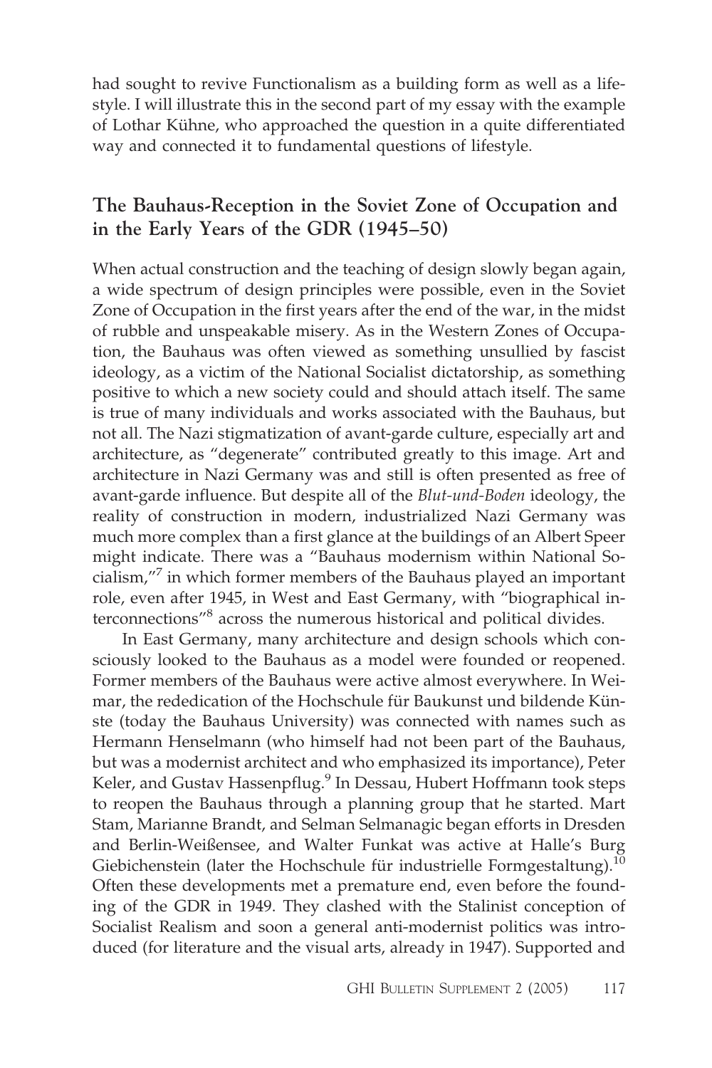had sought to revive Functionalism as a building form as well as a lifestyle. I will illustrate this in the second part of my essay with the example of Lothar Kühne, who approached the question in a quite differentiated way and connected it to fundamental questions of lifestyle.

## The Bauhaus-Reception in the Soviet Zone of Occupation and in the Early Years of the GDR (1945–50)

When actual construction and the teaching of design slowly began again, a wide spectrum of design principles were possible, even in the Soviet Zone of Occupation in the first years after the end of the war, in the midst of rubble and unspeakable misery. As in the Western Zones of Occupation, the Bauhaus was often viewed as something unsullied by fascist ideology, as a victim of the National Socialist dictatorship, as something positive to which a new society could and should attach itself. The same is true of many individuals and works associated with the Bauhaus, but not all. The Nazi stigmatization of avant-garde culture, especially art and architecture, as "degenerate" contributed greatly to this image. Art and architecture in Nazi Germany was and still is often presented as free of avant-garde influence. But despite all of the *Blut-und-Boden* ideology, the reality of construction in modern, industrialized Nazi Germany was much more complex than a first glance at the buildings of an Albert Speer might indicate. There was a "Bauhaus modernism within National Socialism,"[7] in which former members of the Bauhaus played an important role, even after 1945, in West and East Germany, with "biographical interconnections"[8] across the numerous historical and political divides.

In East Germany, many architecture and design schools which consciously looked to the Bauhaus as a model were founded or reopened. Former members of the Bauhaus were active almost everywhere. In Weimar, the rededication of the Hochschule für Baukunst und bildende Künste (today the Bauhaus University) was connected with names such as Hermann Henselmann (who himself had not been part of the Bauhaus, but was a modernist architect and who emphasized its importance), Peter Keler, and Gustav Hassenpflug.[9] In Dessau, Hubert Hoffmann took steps to reopen the Bauhaus through a planning group that he started. Mart Stam, Marianne Brandt, and Selman Selmanagic began efforts in Dresden and Berlin-Weißensee, and Walter Funkat was active at Halle's Burg Giebichenstein (later the Hochschule für industrielle Formgestaltung).[10] Often these developments met a premature end, even before the founding of the GDR in 1949. They clashed with the Stalinist conception of Socialist Realism and soon a general anti-modernist politics was introduced (for literature and the visual arts, already in 1947). Supported and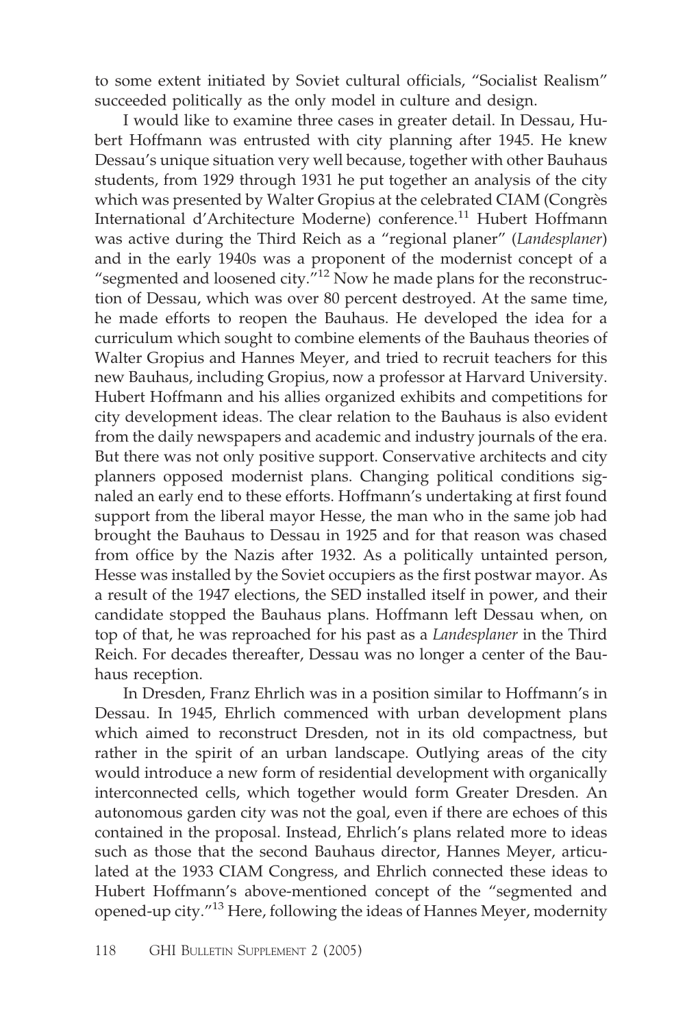to some extent initiated by Soviet cultural officials, "Socialist Realism" succeeded politically as the only model in culture and design.

I would like to examine three cases in greater detail. In Dessau, Hubert Hoffmann was entrusted with city planning after 1945. He knew Dessau's unique situation very well because, together with other Bauhaus students, from 1929 through 1931 he put together an analysis of the city which was presented by Walter Gropius at the celebrated CIAM (Congrès International d'Architecture Moderne) conference.[11] Hubert Hoffmann was active during the Third Reich as a "regional planer" (*Landesplaner*) and in the early 1940s was a proponent of the modernist concept of a "segmented and loosened city."[12] Now he made plans for the reconstruction of Dessau, which was over 80 percent destroyed. At the same time, he made efforts to reopen the Bauhaus. He developed the idea for a curriculum which sought to combine elements of the Bauhaus theories of Walter Gropius and Hannes Meyer, and tried to recruit teachers for this new Bauhaus, including Gropius, now a professor at Harvard University. Hubert Hoffmann and his allies organized exhibits and competitions for city development ideas. The clear relation to the Bauhaus is also evident from the daily newspapers and academic and industry journals of the era. But there was not only positive support. Conservative architects and city planners opposed modernist plans. Changing political conditions signaled an early end to these efforts. Hoffmann's undertaking at first found support from the liberal mayor Hesse, the man who in the same job had brought the Bauhaus to Dessau in 1925 and for that reason was chased from office by the Nazis after 1932. As a politically untainted person, Hesse was installed by the Soviet occupiers as the first postwar mayor. As a result of the 1947 elections, the SED installed itself in power, and their candidate stopped the Bauhaus plans. Hoffmann left Dessau when, on top of that, he was reproached for his past as a *Landesplaner* in the Third Reich. For decades thereafter, Dessau was no longer a center of the Bauhaus reception.

In Dresden, Franz Ehrlich was in a position similar to Hoffmann's in Dessau. In 1945, Ehrlich commenced with urban development plans which aimed to reconstruct Dresden, not in its old compactness, but rather in the spirit of an urban landscape. Outlying areas of the city would introduce a new form of residential development with organically interconnected cells, which together would form Greater Dresden. An autonomous garden city was not the goal, even if there are echoes of this contained in the proposal. Instead, Ehrlich's plans related more to ideas such as those that the second Bauhaus director, Hannes Meyer, articulated at the 1933 CIAM Congress, and Ehrlich connected these ideas to Hubert Hoffmann's above-mentioned concept of the "segmented and opened-up city."[13] Here, following the ideas of Hannes Meyer, modernity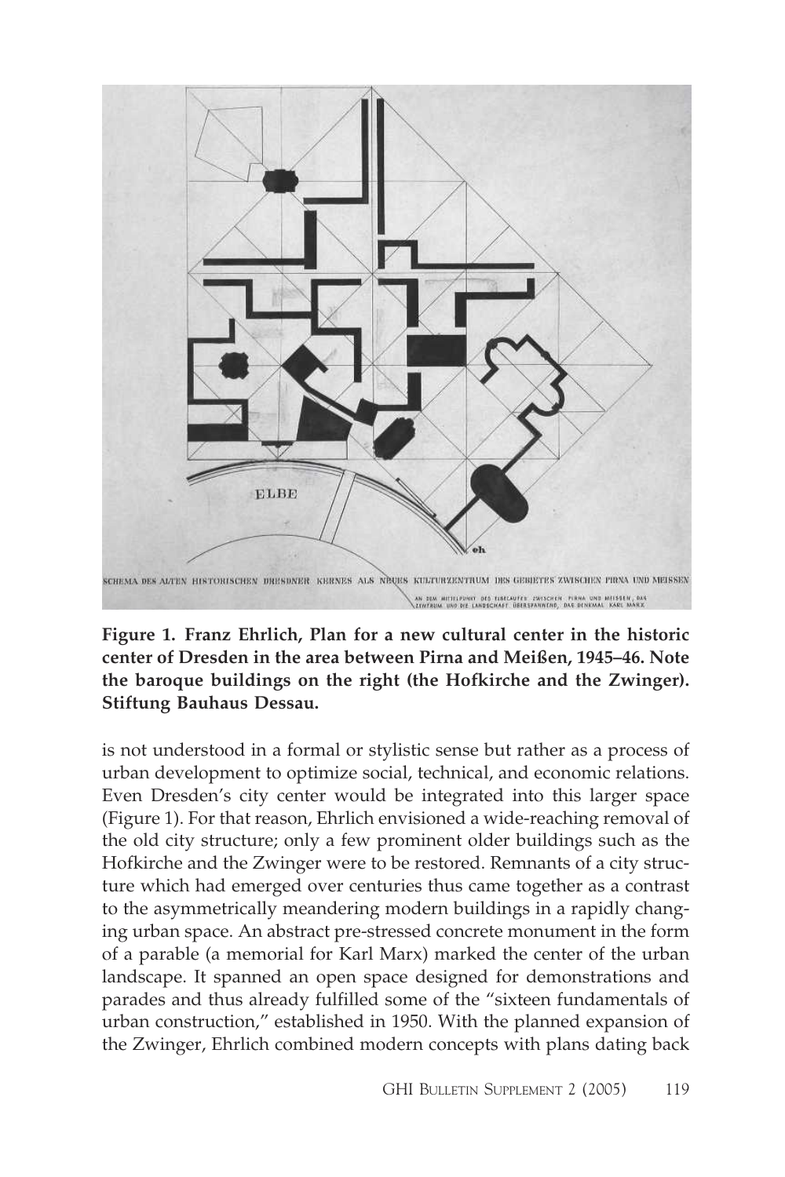**Figure 1. Franz Ehrlich, Plan for a new cultural center in the historic center of Dresden in the area between Pirna and Meißen, 1945–46. Note the baroque buildings on the right (the Hofkirche and the Zwinger). Stiftung Bauhaus Dessau.**

is not understood in a formal or stylistic sense but rather as a process of urban development to optimize social, technical, and economic relations. Even Dresden's city center would be integrated into this larger space (Figure 1). For that reason, Ehrlich envisioned a wide-reaching removal of the old city structure; only a few prominent older buildings such as the Hofkirche and the Zwinger were to be restored. Remnants of a city structure which had emerged over centuries thus came together as a contrast to the asymmetrically meandering modern buildings in a rapidly changing urban space. An abstract pre-stressed concrete monument in the form of a parable (a memorial for Karl Marx) marked the center of the urban landscape. It spanned an open space designed for demonstrations and parades and thus already fulfilled some of the "sixteen fundamentals of urban construction," established in 1950. With the planned expansion of the Zwinger, Ehrlich combined modern concepts with plans dating back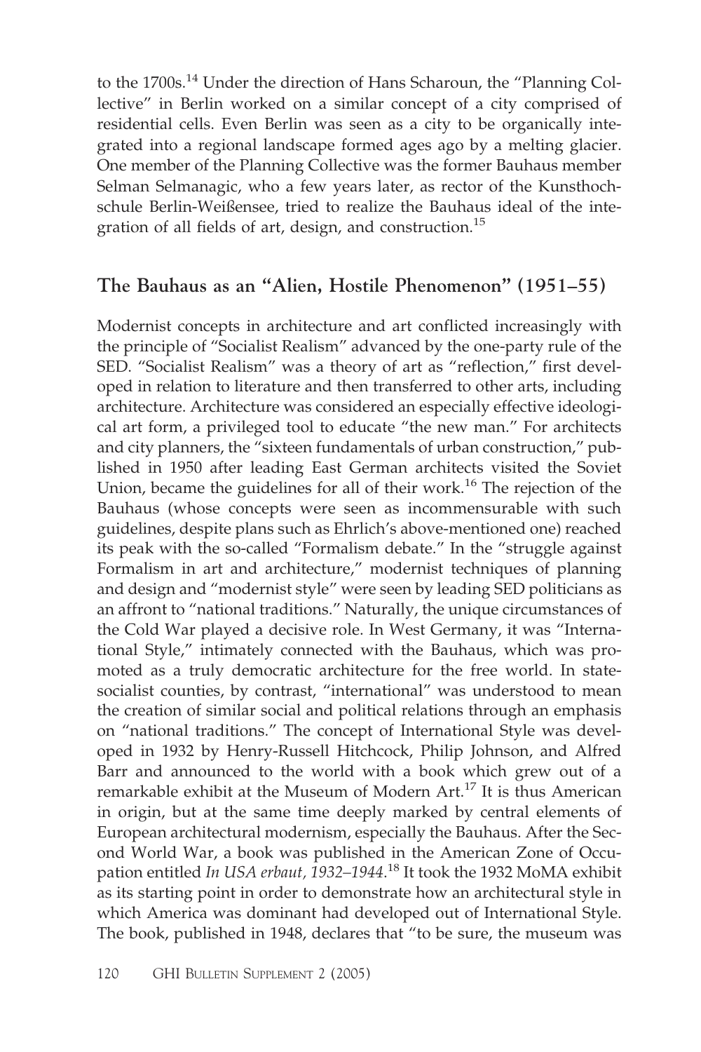to the 1700s.[14] Under the direction of Hans Scharoun, the "Planning Collective" in Berlin worked on a similar concept of a city comprised of residential cells. Even Berlin was seen as a city to be organically integrated into a regional landscape formed ages ago by a melting glacier. One member of the Planning Collective was the former Bauhaus member Selman Selmanagic, who a few years later, as rector of the Kunsthochschule Berlin-Weißensee, tried to realize the Bauhaus ideal of the integration of all fields of art, design, and construction.[15]

## The Bauhaus as an "Alien, Hostile Phenomenon" (1951–55)

Modernist concepts in architecture and art conflicted increasingly with the principle of "Socialist Realism" advanced by the one-party rule of the SED. "Socialist Realism" was a theory of art as "reflection," first developed in relation to literature and then transferred to other arts, including architecture. Architecture was considered an especially effective ideological art form, a privileged tool to educate "the new man." For architects and city planners, the "sixteen fundamentals of urban construction," published in 1950 after leading East German architects visited the Soviet Union, became the guidelines for all of their work.[16] The rejection of the Bauhaus (whose concepts were seen as incommensurable with such guidelines, despite plans such as Ehrlich's above-mentioned one) reached its peak with the so-called "Formalism debate." In the "struggle against Formalism in art and architecture," modernist techniques of planning and design and "modernist style" were seen by leading SED politicians as an affront to "national traditions." Naturally, the unique circumstances of the Cold War played a decisive role. In West Germany, it was "International Style," intimately connected with the Bauhaus, which was promoted as a truly democratic architecture for the free world. In state-socialist counties, by contrast, "international" was understood to mean the creation of similar social and political relations through an emphasis on "national traditions." The concept of International Style was developed in 1932 by Henry-Russell Hitchcock, Philip Johnson, and Alfred Barr and announced to the world with a book which grew out of a remarkable exhibit at the Museum of Modern Art.[17] It is thus American in origin, but at the same time deeply marked by central elements of European architectural modernism, especially the Bauhaus. After the Second World War, a book was published in the American Zone of Occupation entitled *In USA erbaut, 1932–1944*.[18] It took the 1932 MoMA exhibit as its starting point in order to demonstrate how an architectural style in which America was dominant had developed out of International Style. The book, published in 1948, declares that "to be sure, the museum was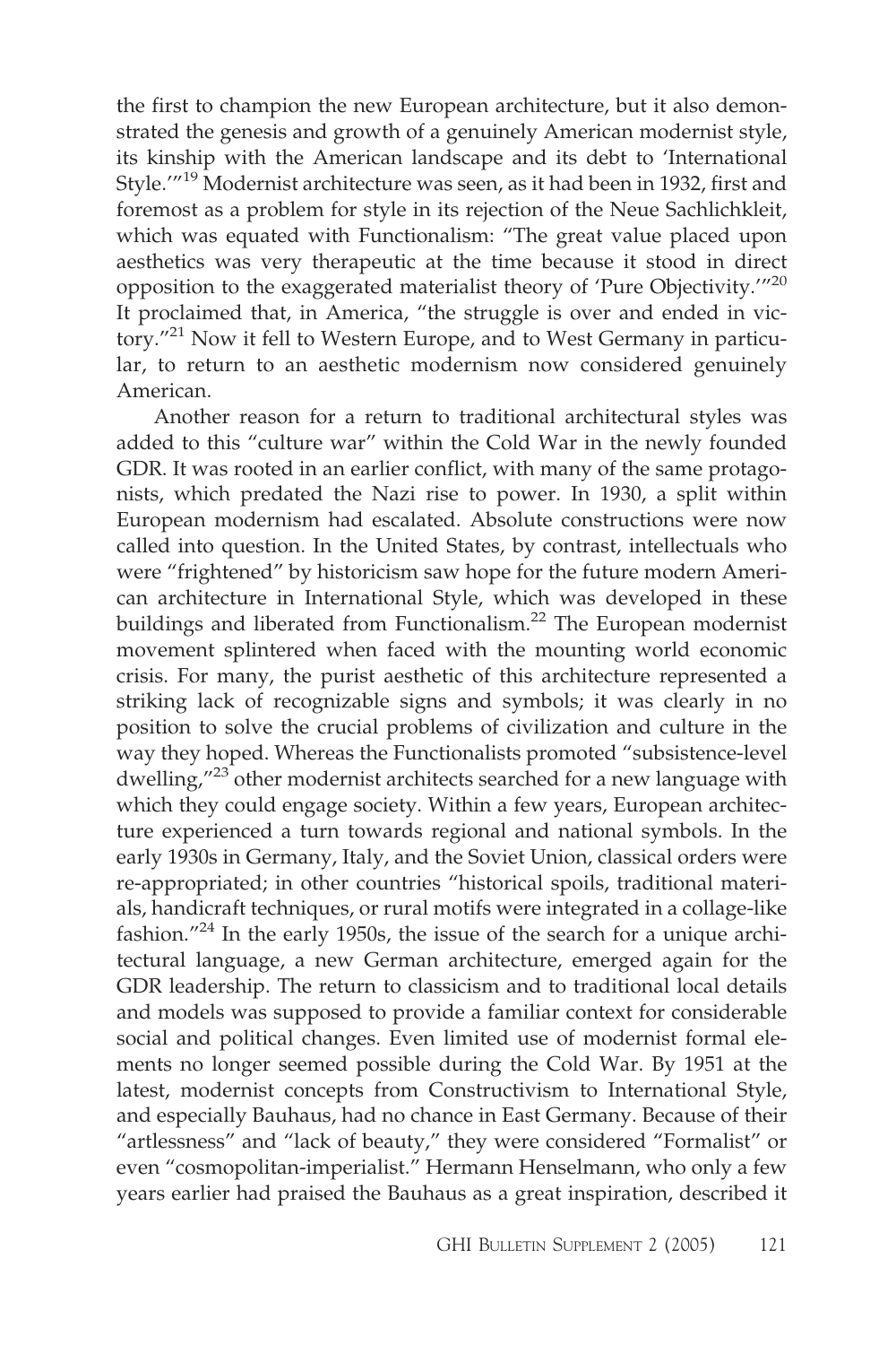the first to champion the new European architecture, but it also demonstrated the genesis and growth of a genuinely American modernist style, its kinship with the American landscape and its debt to 'International Style.'"[19] Modernist architecture was seen, as it had been in 1932, first and foremost as a problem for style in its rejection of the Neue Sachlichkleit, which was equated with Functionalism: "The great value placed upon aesthetics was very therapeutic at the time because it stood in direct opposition to the exaggerated materialist theory of 'Pure Objectivity.'"[20] It proclaimed that, in America, "the struggle is over and ended in victory."[21] Now it fell to Western Europe, and to West Germany in particular, to return to an aesthetic modernism now considered genuinely American.

Another reason for a return to traditional architectural styles was added to this "culture war" within the Cold War in the newly founded GDR. It was rooted in an earlier conflict, with many of the same protagonists, which predated the Nazi rise to power. In 1930, a split within European modernism had escalated. Absolute constructions were now called into question. In the United States, by contrast, intellectuals who were "frightened" by historicism saw hope for the future modern American architecture in International Style, which was developed in these buildings and liberated from Functionalism.[22] The European modernist movement splintered when faced with the mounting world economic crisis. For many, the purist aesthetic of this architecture represented a striking lack of recognizable signs and symbols; it was clearly in no position to solve the crucial problems of civilization and culture in the way they hoped. Whereas the Functionalists promoted "subsistence-level dwelling,"[23] other modernist architects searched for a new language with which they could engage society. Within a few years, European architecture experienced a turn towards regional and national symbols. In the early 1930s in Germany, Italy, and the Soviet Union, classical orders were re-appropriated; in other countries "historical spoils, traditional materials, handicraft techniques, or rural motifs were integrated in a collage-like fashion."[24] In the early 1950s, the issue of the search for a unique architectural language, a new German architecture, emerged again for the GDR leadership. The return to classicism and to traditional local details and models was supposed to provide a familiar context for considerable social and political changes. Even limited use of modernist formal elements no longer seemed possible during the Cold War. By 1951 at the latest, modernist concepts from Constructivism to International Style, and especially Bauhaus, had no chance in East Germany. Because of their "artlessness" and "lack of beauty," they were considered "Formalist" or even "cosmopolitan-imperialist." Hermann Henselmann, who only a few years earlier had praised the Bauhaus as a great inspiration, described it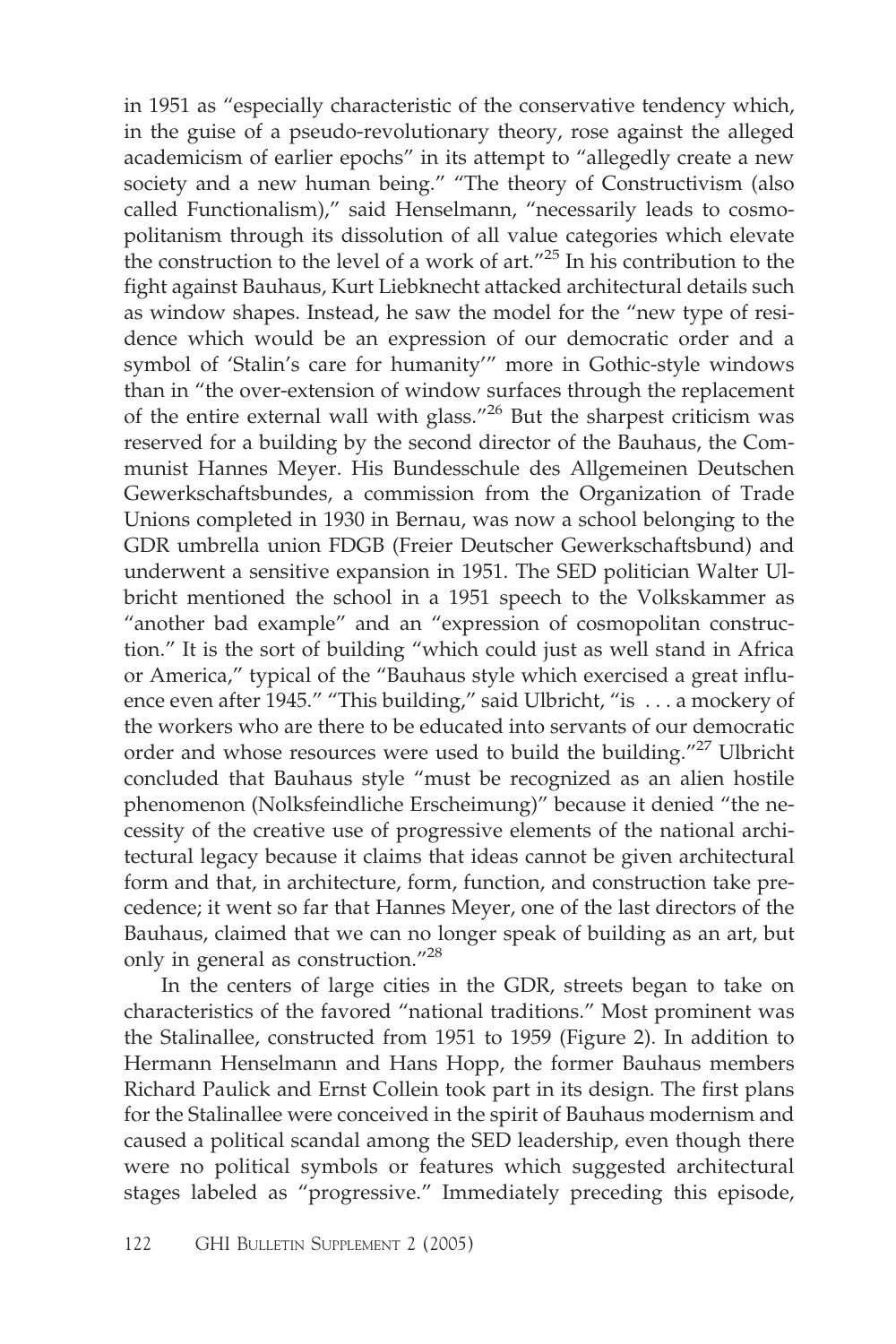in 1951 as "especially characteristic of the conservative tendency which, in the guise of a pseudo-revolutionary theory, rose against the alleged academicism of earlier epochs" in its attempt to "allegedly create a new society and a new human being." "The theory of Constructivism (also called Functionalism)," said Henselmann, "necessarily leads to cosmopolitanism through its dissolution of all value categories which elevate the construction to the level of a work of art."[25] In his contribution to the fight against Bauhaus, Kurt Liebknecht attacked architectural details such as window shapes. Instead, he saw the model for the "new type of residence which would be an expression of our democratic order and a symbol of 'Stalin's care for humanity'" more in Gothic-style windows than in "the over-extension of window surfaces through the replacement of the entire external wall with glass."[26] But the sharpest criticism was reserved for a building by the second director of the Bauhaus, the Communist Hannes Meyer. His Bundesschule des Allgemeinen Deutschen Gewerkschaftsbundes, a commission from the Organization of Trade Unions completed in 1930 in Bernau, was now a school belonging to the GDR umbrella union FDGB (Freier Deutscher Gewerkschaftsbund) and underwent a sensitive expansion in 1951. The SED politician Walter Ulbricht mentioned the school in a 1951 speech to the Volkskammer as "another bad example" and an "expression of cosmopolitan construction." It is the sort of building "which could just as well stand in Africa or America," typical of the "Bauhaus style which exercised a great influence even after 1945." "This building," said Ulbricht, "is . . . a mockery of the workers who are there to be educated into servants of our democratic order and whose resources were used to build the building."[27] Ulbricht concluded that Bauhaus style "must be recognized as an alien hostile phenomenon (Nolksfeindliche Erscheimung)" because it denied "the necessity of the creative use of progressive elements of the national architectural legacy because it claims that ideas cannot be given architectural form and that, in architecture, form, function, and construction take precedence; it went so far that Hannes Meyer, one of the last directors of the Bauhaus, claimed that we can no longer speak of building as an art, but only in general as construction."[28]

In the centers of large cities in the GDR, streets began to take on characteristics of the favored "national traditions." Most prominent was the Stalinallee, constructed from 1951 to 1959 (Figure 2). In addition to Hermann Henselmann and Hans Hopp, the former Bauhaus members Richard Paulick and Ernst Collein took part in its design. The first plans for the Stalinallee were conceived in the spirit of Bauhaus modernism and caused a political scandal among the SED leadership, even though there were no political symbols or features which suggested architectural stages labeled as "progressive." Immediately preceding this episode,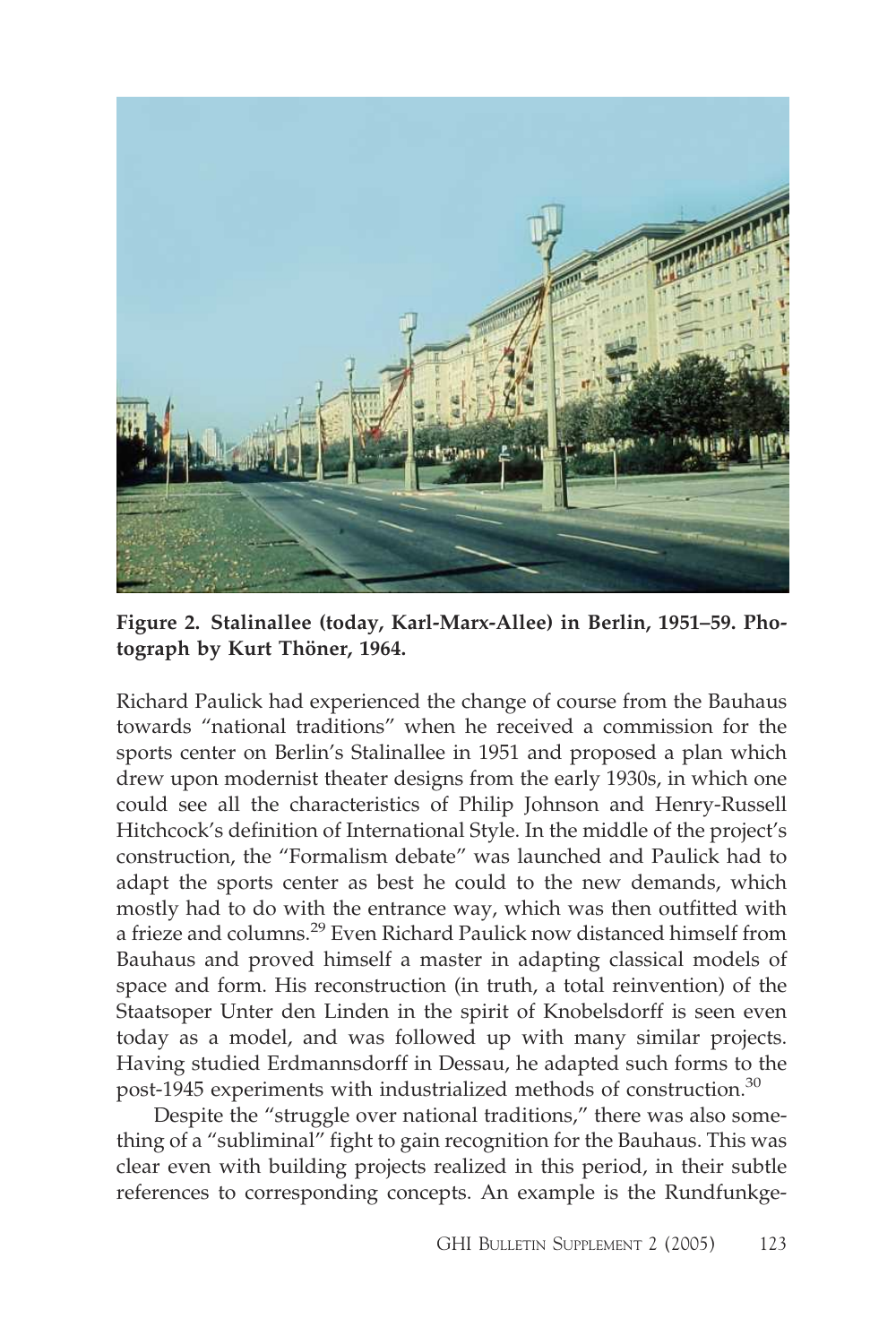**Figure 2. Stalinallee (today, Karl-Marx-Allee) in Berlin, 1951–59. Photograph by Kurt Thöner, 1964.**

Richard Paulick had experienced the change of course from the Bauhaus towards "national traditions" when he received a commission for the sports center on Berlin's Stalinallee in 1951 and proposed a plan which drew upon modernist theater designs from the early 1930s, in which one could see all the characteristics of Philip Johnson and Henry-Russell Hitchcock's definition of International Style. In the middle of the project's construction, the "Formalism debate" was launched and Paulick had to adapt the sports center as best he could to the new demands, which mostly had to do with the entrance way, which was then outfitted with a frieze and columns.[29] Even Richard Paulick now distanced himself from Bauhaus and proved himself a master in adapting classical models of space and form. His reconstruction (in truth, a total reinvention) of the Staatsoper Unter den Linden in the spirit of Knobelsdorff is seen even today as a model, and was followed up with many similar projects. Having studied Erdmannsdorff in Dessau, he adapted such forms to the post-1945 experiments with industrialized methods of construction.[30]

Despite the "struggle over national traditions," there was also something of a "subliminal" fight to gain recognition for the Bauhaus. This was clear even with building projects realized in this period, in their subtle references to corresponding concepts. An example is the Rundfunkge-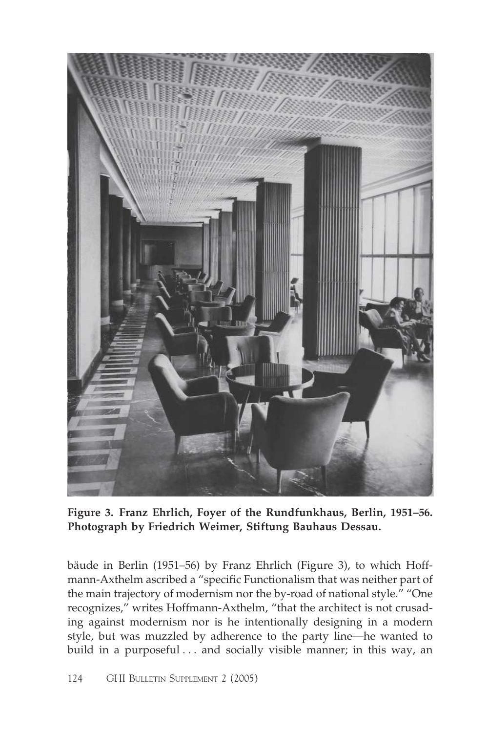**Figure 3. Franz Ehrlich, Foyer of the Rundfunkhaus, Berlin, 1951–56. Photograph by Friedrich Weimer, Stiftung Bauhaus Dessau.**

bäude in Berlin (1951–56) by Franz Ehrlich (Figure 3), to which Hoffmann-Axthelm ascribed a "specific Functionalism that was neither part of the main trajectory of modernism nor the by-road of national style." "One recognizes," writes Hoffmann-Axthelm, "that the architect is not crusading against modernism nor is he intentionally designing in a modern style, but was muzzled by adherence to the party line—he wanted to build in a purposeful . . . and socially visible manner; in this way, an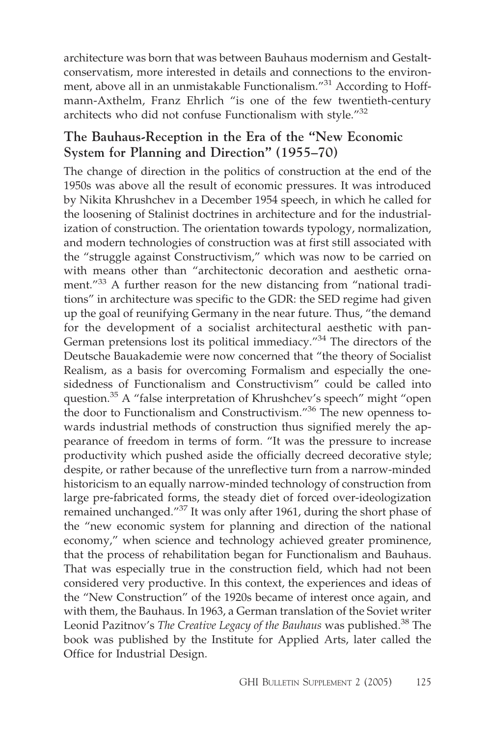architecture was born that was between Bauhaus modernism and Gestalt-conservatism, more interested in details and connections to the environment, above all in an unmistakable Functionalism."[31] According to Hoffmann-Axthelm, Franz Ehrlich "is one of the few twentieth-century architects who did not confuse Functionalism with style."[32]

## The Bauhaus-Reception in the Era of the "New Economic System for Planning and Direction" (1955–70)

The change of direction in the politics of construction at the end of the 1950s was above all the result of economic pressures. It was introduced by Nikita Khrushchev in a December 1954 speech, in which he called for the loosening of Stalinist doctrines in architecture and for the industrialization of construction. The orientation towards typology, normalization, and modern technologies of construction was at first still associated with the "struggle against Constructivism," which was now to be carried on with means other than "architectonic decoration and aesthetic ornament."[33] A further reason for the new distancing from "national traditions" in architecture was specific to the GDR: the SED regime had given up the goal of reunifying Germany in the near future. Thus, "the demand for the development of a socialist architectural aesthetic with pan-German pretensions lost its political immediacy."[34] The directors of the Deutsche Bauakademie were now concerned that "the theory of Socialist Realism, as a basis for overcoming Formalism and especially the one-sidedness of Functionalism and Constructivism" could be called into question.[35] A "false interpretation of Khrushchev's speech" might "open the door to Functionalism and Constructivism."[36] The new openness towards industrial methods of construction thus signified merely the appearance of freedom in terms of form. "It was the pressure to increase productivity which pushed aside the officially decreed decorative style; despite, or rather because of the unreflective turn from a narrow-minded historicism to an equally narrow-minded technology of construction from large pre-fabricated forms, the steady diet of forced over-ideologization remained unchanged."[37] It was only after 1961, during the short phase of the "new economic system for planning and direction of the national economy," when science and technology achieved greater prominence, that the process of rehabilitation began for Functionalism and Bauhaus. That was especially true in the construction field, which had not been considered very productive. In this context, the experiences and ideas of the "New Construction" of the 1920s became of interest once again, and with them, the Bauhaus. In 1963, a German translation of the Soviet writer Leonid Pazitnov's *The Creative Legacy of the Bauhaus* was published.[38] The book was published by the Institute for Applied Arts, later called the Office for Industrial Design.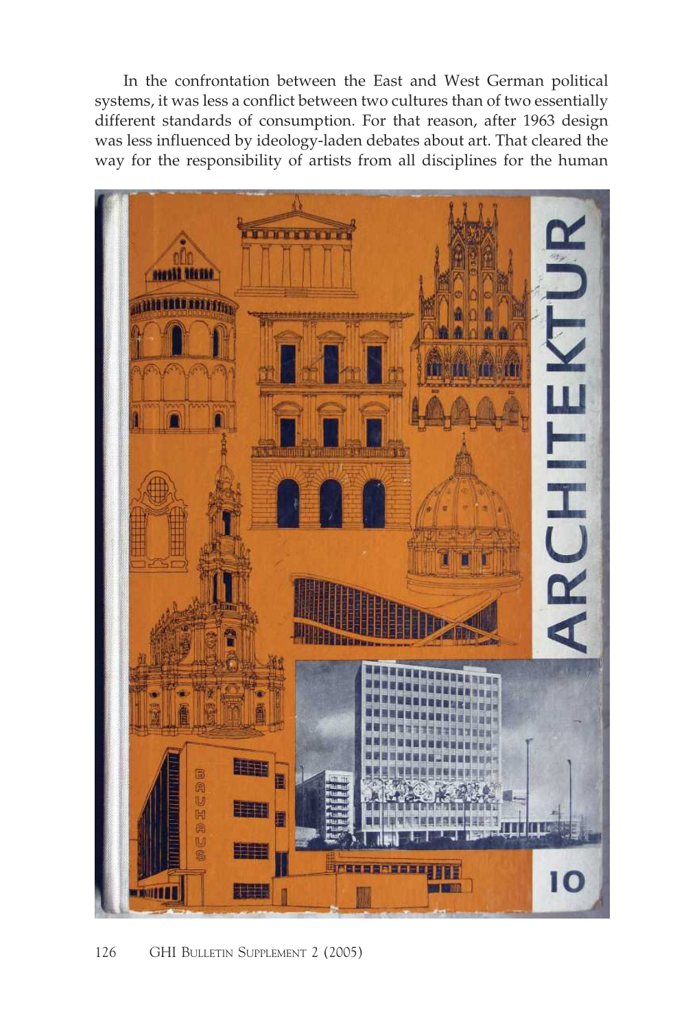In the confrontation between the East and West German political systems, it was less a conflict between two cultures than of two essentially different standards of consumption. For that reason, after 1963 design was less influenced by ideology-laden debates about art. That cleared the way for the responsibility of artists from all disciplines for the human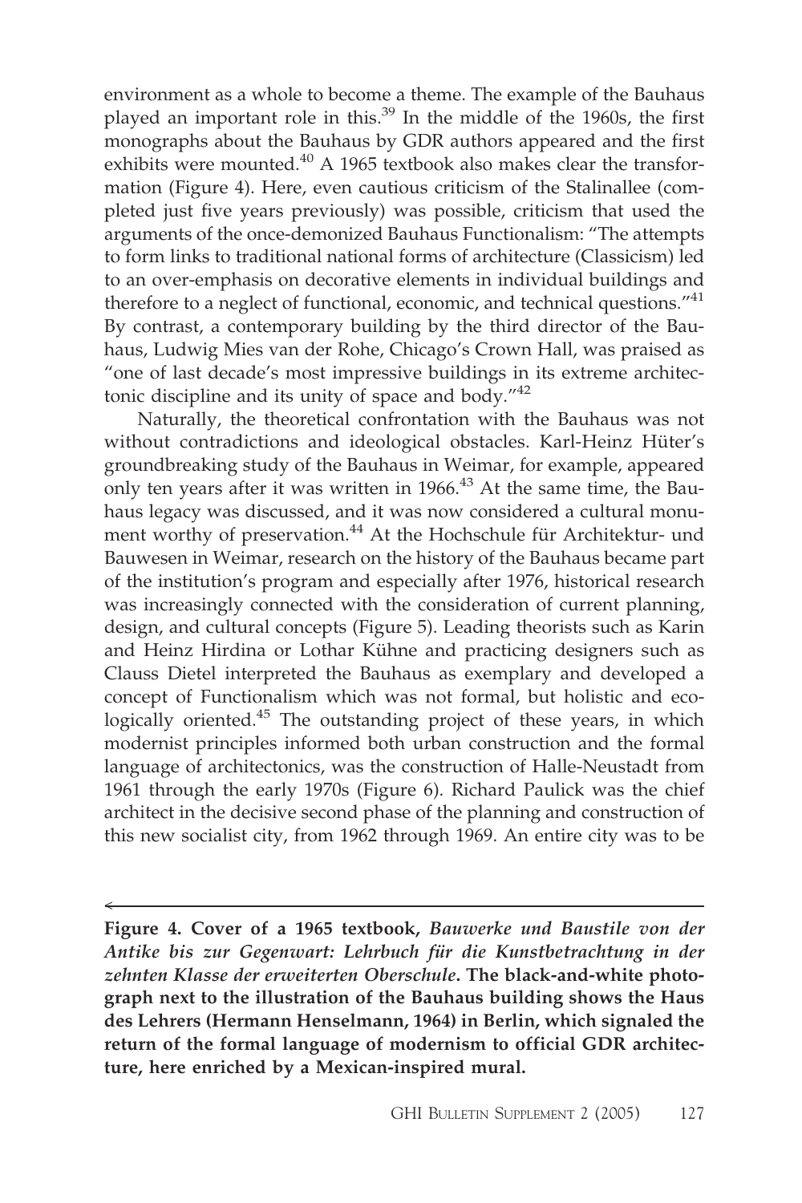environment as a whole to become a theme. The example of the Bauhaus played an important role in this.[39] In the middle of the 1960s, the first monographs about the Bauhaus by GDR authors appeared and the first exhibits were mounted.[40] A 1965 textbook also makes clear the transformation (Figure 4). Here, even cautious criticism of the Stalinallee (completed just five years previously) was possible, criticism that used the arguments of the once-demonized Bauhaus Functionalism: "The attempts to form links to traditional national forms of architecture (Classicism) led to an over-emphasis on decorative elements in individual buildings and therefore to a neglect of functional, economic, and technical questions."[41] By contrast, a contemporary building by the third director of the Bauhaus, Ludwig Mies van der Rohe, Chicago's Crown Hall, was praised as "one of last decade's most impressive buildings in its extreme architectonic discipline and its unity of space and body."[42]

Naturally, the theoretical confrontation with the Bauhaus was not without contradictions and ideological obstacles. Karl-Heinz Hüter's groundbreaking study of the Bauhaus in Weimar, for example, appeared only ten years after it was written in 1966.[43] At the same time, the Bauhaus legacy was discussed, and it was now considered a cultural monument worthy of preservation.[44] At the Hochschule für Architektur- und Bauwesen in Weimar, research on the history of the Bauhaus became part of the institution's program and especially after 1976, historical research was increasingly connected with the consideration of current planning, design, and cultural concepts (Figure 5). Leading theorists such as Karin and Heinz Hirdina or Lothar Kühne and practicing designers such as Clauss Dietel interpreted the Bauhaus as exemplary and developed a concept of Functionalism which was not formal, but holistic and ecologically oriented.[45] The outstanding project of these years, in which modernist principles informed both urban construction and the formal language of architectonics, was the construction of Halle-Neustadt from 1961 through the early 1970s (Figure 6). Richard Paulick was the chief architect in the decisive second phase of the planning and construction of this new socialist city, from 1962 through 1969. An entire city was to be

**Figure 4. Cover of a 1965 textbook, *Bauwerke und Baustile von der Antike bis zur Gegenwart: Lehrbuch für die Kunstbetrachtung in der zehnten Klasse der erweiterten Oberschule*. The black-and-white photograph next to the illustration of the Bauhaus building shows the Haus des Lehrers (Hermann Henselmann, 1964) in Berlin, which signaled the return of the formal language of modernism to official GDR architecture, here enriched by a Mexican-inspired mural.**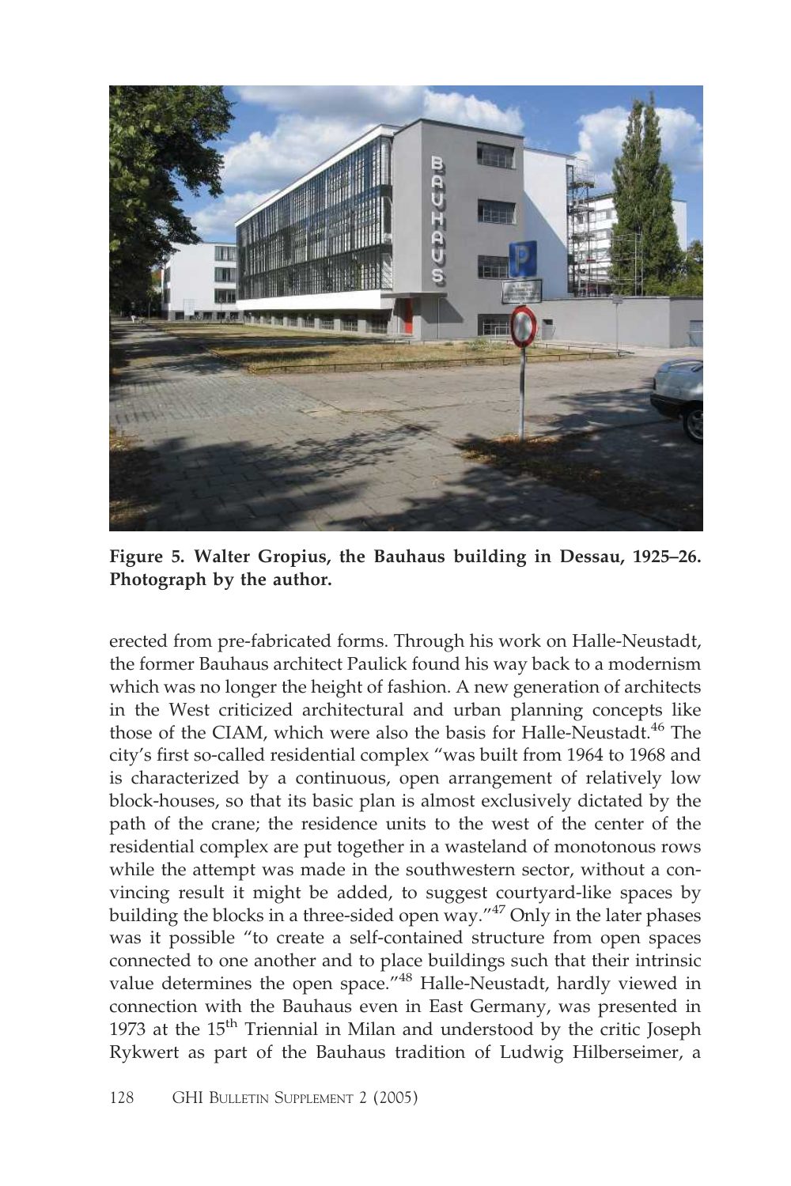**Figure 5. Walter Gropius, the Bauhaus building in Dessau, 1925–26. Photograph by the author.**

erected from pre-fabricated forms. Through his work on Halle-Neustadt, the former Bauhaus architect Paulick found his way back to a modernism which was no longer the height of fashion. A new generation of architects in the West criticized architectural and urban planning concepts like those of the CIAM, which were also the basis for Halle-Neustadt.[46] The city's first so-called residential complex "was built from 1964 to 1968 and is characterized by a continuous, open arrangement of relatively low block-houses, so that its basic plan is almost exclusively dictated by the path of the crane; the residence units to the west of the center of the residential complex are put together in a wasteland of monotonous rows while the attempt was made in the southwestern sector, without a convincing result it might be added, to suggest courtyard-like spaces by building the blocks in a three-sided open way."[47] Only in the later phases was it possible "to create a self-contained structure from open spaces connected to one another and to place buildings such that their intrinsic value determines the open space."[48] Halle-Neustadt, hardly viewed in connection with the Bauhaus even in East Germany, was presented in 1973 at the 15th Triennial in Milan and understood by the critic Joseph Rykwert as part of the Bauhaus tradition of Ludwig Hilberseimer, a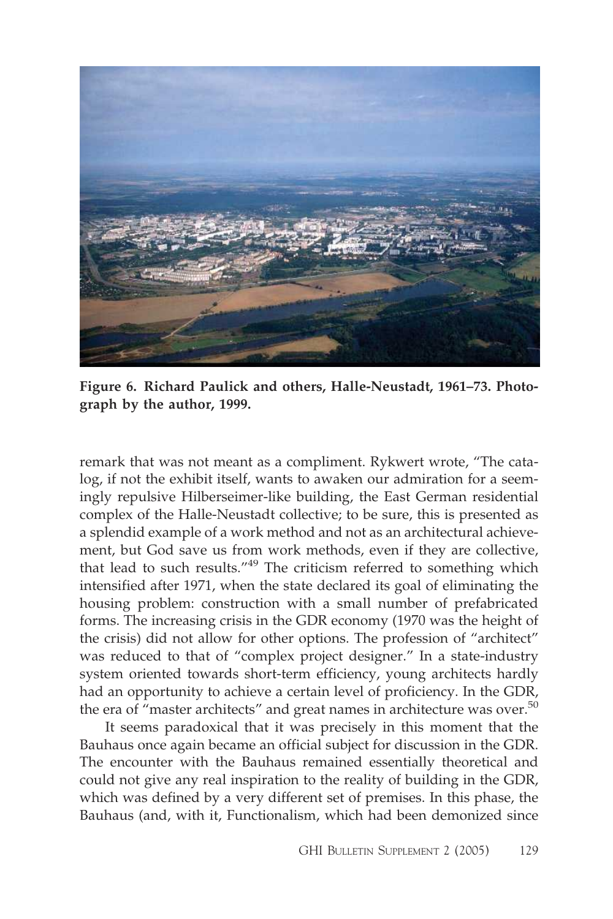**Figure 6. Richard Paulick and others, Halle-Neustadt, 1961–73. Photograph by the author, 1999.**

remark that was not meant as a compliment. Rykwert wrote, "The catalog, if not the exhibit itself, wants to awaken our admiration for a seemingly repulsive Hilberseimer-like building, the East German residential complex of the Halle-Neustadt collective; to be sure, this is presented as a splendid example of a work method and not as an architectural achievement, but God save us from work methods, even if they are collective, that lead to such results."[49] The criticism referred to something which intensified after 1971, when the state declared its goal of eliminating the housing problem: construction with a small number of prefabricated forms. The increasing crisis in the GDR economy (1970 was the height of the crisis) did not allow for other options. The profession of "architect" was reduced to that of "complex project designer." In a state-industry system oriented towards short-term efficiency, young architects hardly had an opportunity to achieve a certain level of proficiency. In the GDR, the era of "master architects" and great names in architecture was over.[50]

It seems paradoxical that it was precisely in this moment that the Bauhaus once again became an official subject for discussion in the GDR. The encounter with the Bauhaus remained essentially theoretical and could not give any real inspiration to the reality of building in the GDR, which was defined by a very different set of premises. In this phase, the Bauhaus (and, with it, Functionalism, which had been demonized since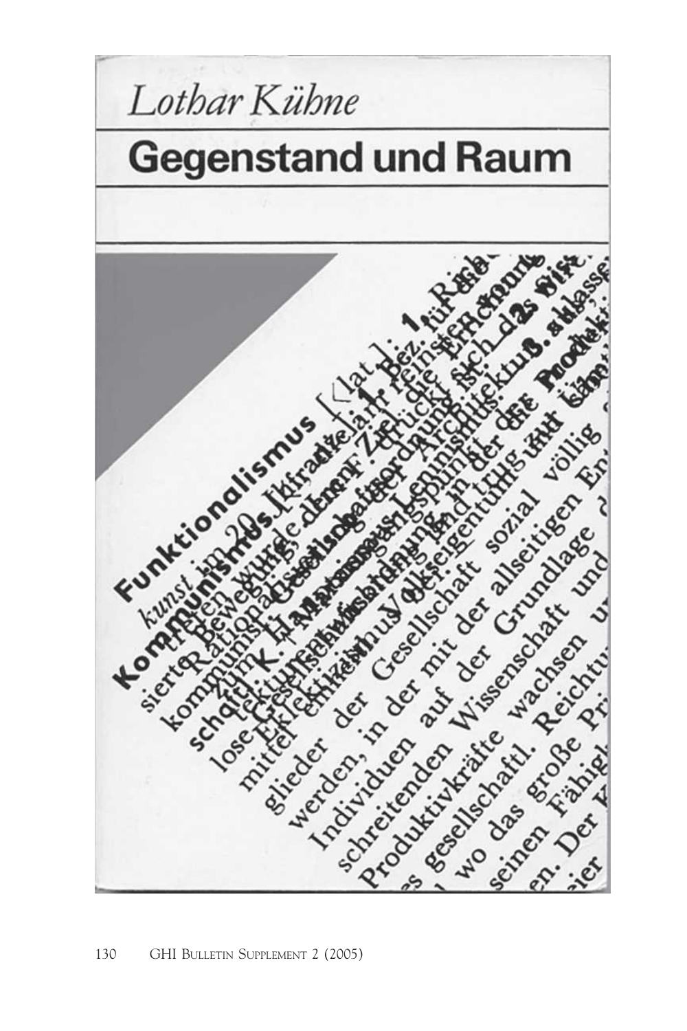*Lothar Kühne*

**Gegenstand und Raum**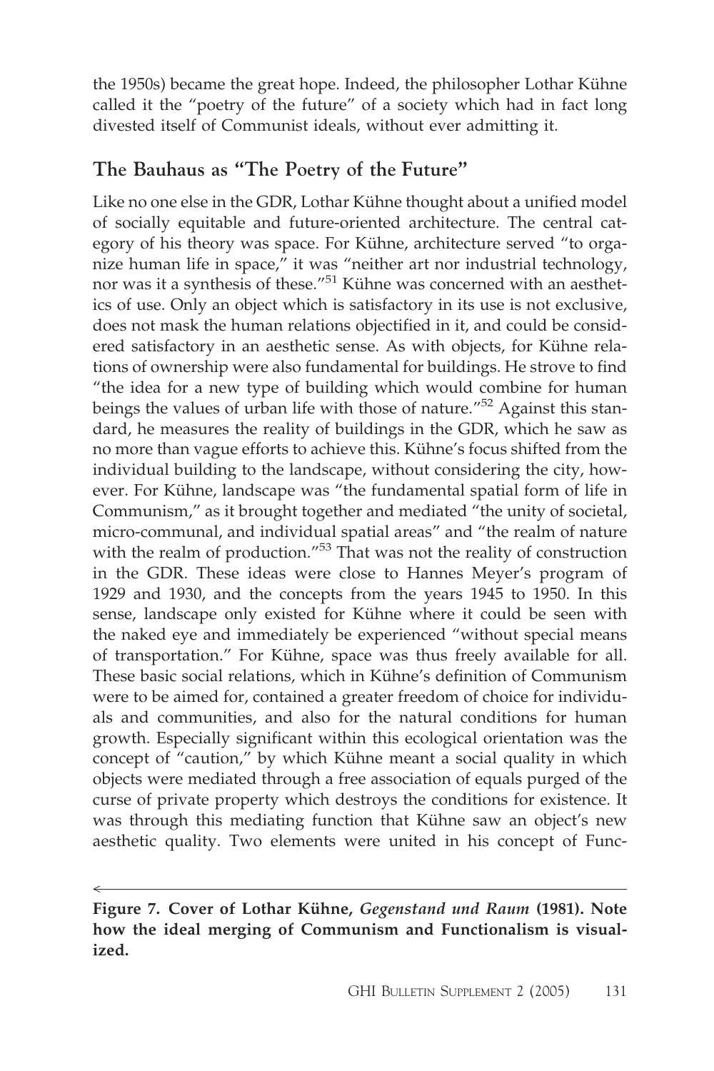the 1950s) became the great hope. Indeed, the philosopher Lothar Kühne called it the "poetry of the future" of a society which had in fact long divested itself of Communist ideals, without ever admitting it.

## The Bauhaus as "The Poetry of the Future"

Like no one else in the GDR, Lothar Kühne thought about a unified model of socially equitable and future-oriented architecture. The central category of his theory was space. For Kühne, architecture served "to organize human life in space," it was "neither art nor industrial technology, nor was it a synthesis of these."[51] Kühne was concerned with an aesthetics of use. Only an object which is satisfactory in its use is not exclusive, does not mask the human relations objectified in it, and could be considered satisfactory in an aesthetic sense. As with objects, for Kühne relations of ownership were also fundamental for buildings. He strove to find "the idea for a new type of building which would combine for human beings the values of urban life with those of nature."[52] Against this standard, he measures the reality of buildings in the GDR, which he saw as no more than vague efforts to achieve this. Kühne's focus shifted from the individual building to the landscape, without considering the city, however. For Kühne, landscape was "the fundamental spatial form of life in Communism," as it brought together and mediated "the unity of societal, micro-communal, and individual spatial areas" and "the realm of nature with the realm of production."[53] That was not the reality of construction in the GDR. These ideas were close to Hannes Meyer's program of 1929 and 1930, and the concepts from the years 1945 to 1950. In this sense, landscape only existed for Kühne where it could be seen with the naked eye and immediately be experienced "without special means of transportation." For Kühne, space was thus freely available for all. These basic social relations, which in Kühne's definition of Communism were to be aimed for, contained a greater freedom of choice for individuals and communities, and also for the natural conditions for human growth. Especially significant within this ecological orientation was the concept of "caution," by which Kühne meant a social quality in which objects were mediated through a free association of equals purged of the curse of private property which destroys the conditions for existence. It was through this mediating function that Kühne saw an object's new aesthetic quality. Two elements were united in his concept of Func-

**Figure 7. Cover of Lothar Kühne, *Gegenstand und Raum* (1981). Note how the ideal merging of Communism and Functionalism is visualized.**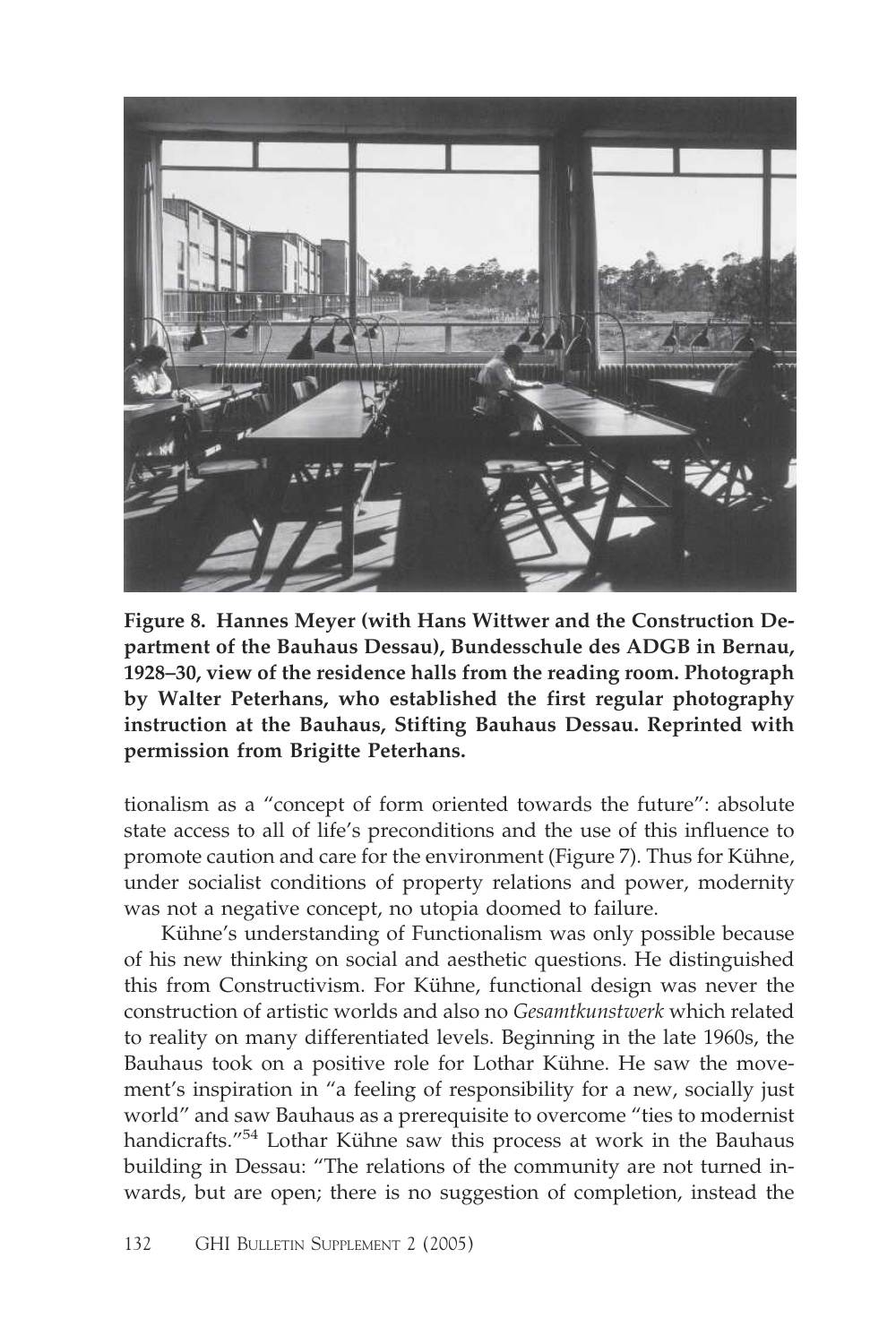**Figure 8. Hannes Meyer (with Hans Wittwer and the Construction Department of the Bauhaus Dessau), Bundesschule des ADGB in Bernau, 1928–30, view of the residence halls from the reading room. Photograph by Walter Peterhans, who established the first regular photography instruction at the Bauhaus, Stifting Bauhaus Dessau. Reprinted with permission from Brigitte Peterhans.**

tionalism as a "concept of form oriented towards the future": absolute state access to all of life's preconditions and the use of this influence to promote caution and care for the environment (Figure 7). Thus for Kühne, under socialist conditions of property relations and power, modernity was not a negative concept, no utopia doomed to failure.

Kühne's understanding of Functionalism was only possible because of his new thinking on social and aesthetic questions. He distinguished this from Constructivism. For Kühne, functional design was never the construction of artistic worlds and also no *Gesamtkunstwerk* which related to reality on many differentiated levels. Beginning in the late 1960s, the Bauhaus took on a positive role for Lothar Kühne. He saw the movement's inspiration in "a feeling of responsibility for a new, socially just world" and saw Bauhaus as a prerequisite to overcome "ties to modernist handicrafts."[54] Lothar Kühne saw this process at work in the Bauhaus building in Dessau: "The relations of the community are not turned inwards, but are open; there is no suggestion of completion, instead the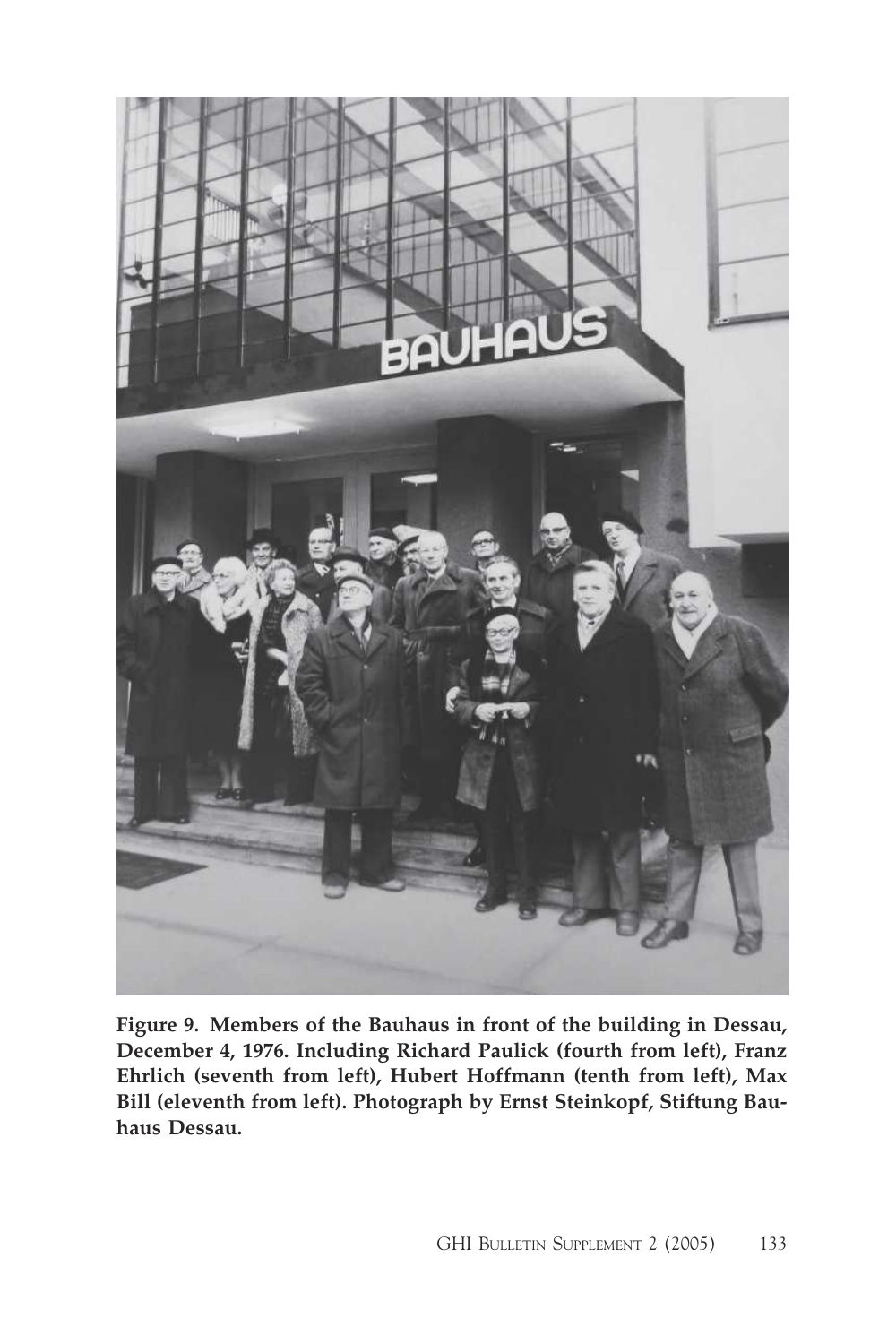**Figure 9. Members of the Bauhaus in front of the building in Dessau, December 4, 1976. Including Richard Paulick (fourth from left), Franz Ehrlich (seventh from left), Hubert Hoffmann (tenth from left), Max Bill (eleventh from left). Photograph by Ernst Steinkopf, Stiftung Bauhaus Dessau.**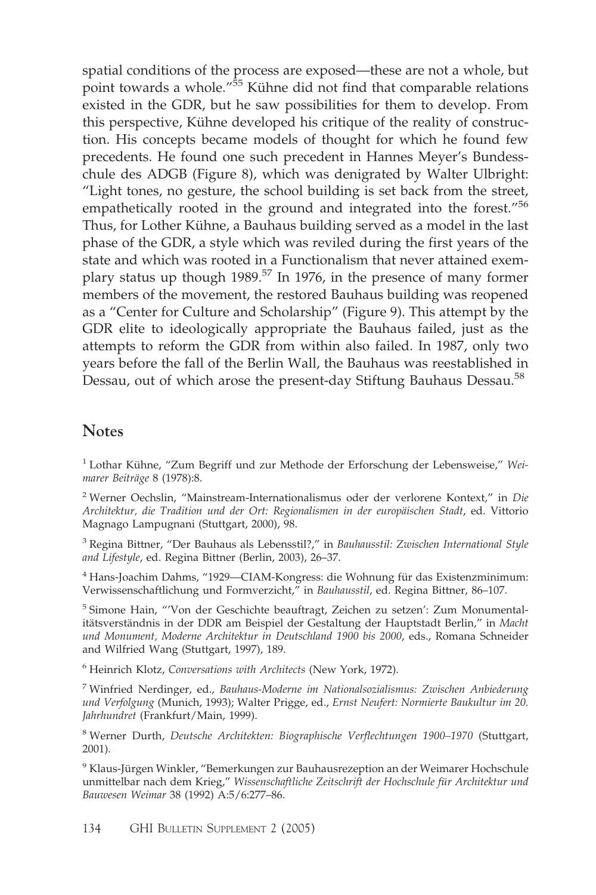spatial conditions of the process are exposed—these are not a whole, but point towards a whole."[55] Kühne did not find that comparable relations existed in the GDR, but he saw possibilities for them to develop. From this perspective, Kühne developed his critique of the reality of construction. His concepts became models of thought for which he found few precedents. He found one such precedent in Hannes Meyer's Bundesschule des ADGB (Figure 8), which was denigrated by Walter Ulbright: "Light tones, no gesture, the school building is set back from the street, empathetically rooted in the ground and integrated into the forest."[56] Thus, for Lother Kühne, a Bauhaus building served as a model in the last phase of the GDR, a style which was reviled during the first years of the state and which was rooted in a Functionalism that never attained exemplary status up though 1989.[57] In 1976, in the presence of many former members of the movement, the restored Bauhaus building was reopened as a "Center for Culture and Scholarship" (Figure 9). This attempt by the GDR elite to ideologically appropriate the Bauhaus failed, just as the attempts to reform the GDR from within also failed. In 1987, only two years before the fall of the Berlin Wall, the Bauhaus was reestablished in Dessau, out of which arose the present-day Stiftung Bauhaus Dessau.[58]

## Notes

[1] Lothar Kühne, "Zum Begriff und zur Methode der Erforschung der Lebensweise," *Weimarer Beiträge* 8 (1978):8.

[2] Werner Oechslin, "Mainstream-Internationalismus oder der verlorene Kontext," in *Die Architektur, die Tradition und der Ort: Regionalismen in der europäischen Stadt*, ed. Vittorio Magnago Lampugnani (Stuttgart, 2000), 98.

[3] Regina Bittner, "Der Bauhaus als Lebensstil?," in *Bauhausstil: Zwischen International Style and Lifestyle*, ed. Regina Bittner (Berlin, 2003), 26–37.

[4] Hans-Joachim Dahms, "1929—CIAM-Kongress: die Wohnung für das Existenzminimum: Verwissenschaftlichung und Formverzicht," in *Bauhausstil*, ed. Regina Bittner, 86–107.

[5] Simone Hain, "'Von der Geschichte beauftragt, Zeichen zu setzen': Zum Monumentalitätsverständnis in der DDR am Beispiel der Gestaltung der Hauptstadt Berlin," in *Macht und Monument, Moderne Architektur in Deutschland 1900 bis 2000*, eds., Romana Schneider and Wilfried Wang (Stuttgart, 1997), 189.

[6] Heinrich Klotz, *Conversations with Architects* (New York, 1972).

[7] Winfried Nerdinger, ed., *Bauhaus-Moderne im Nationalsozialismus: Zwischen Anbiederung und Verfolgung* (Munich, 1993); Walter Prigge, ed., *Ernst Neufert: Normierte Baukultur im 20. Jahrhundret* (Frankfurt/Main, 1999).

[8] Werner Durth, *Deutsche Architekten: Biographische Verflechtungen 1900–1970* (Stuttgart, 2001).

[9] Klaus-Jürgen Winkler, "Bemerkungen zur Bauhausrezeption an der Weimarer Hochschule unmittelbar nach dem Krieg," *Wissenschaftliche Zeitschrift der Hochschule für Architektur und Bauwesen Weimar* 38 (1992) A:5/6:277–86.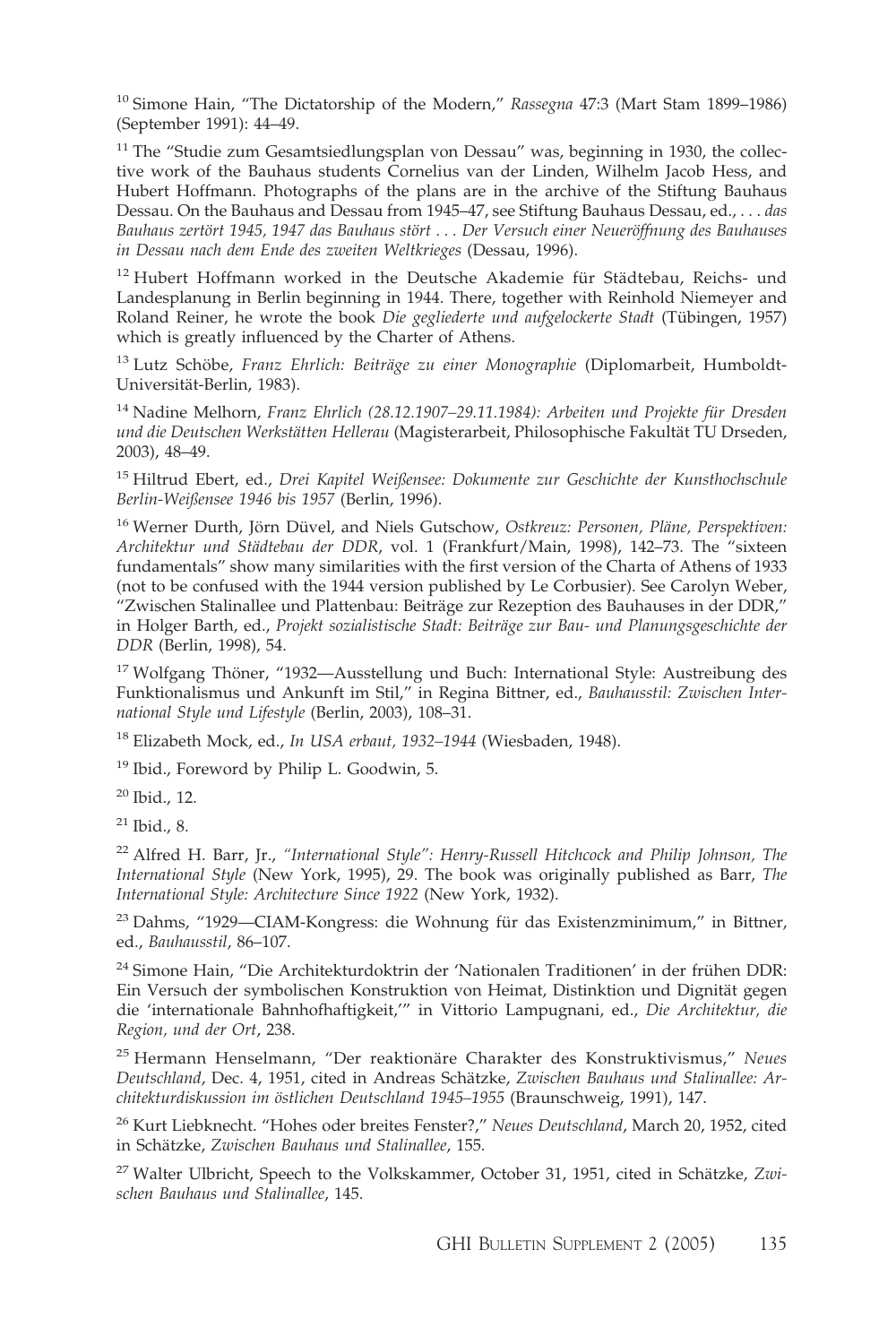[10] Simone Hain, "The Dictatorship of the Modern," *Rassegna* 47:3 (Mart Stam 1899–1986) (September 1991): 44–49.

[11] The "Studie zum Gesamtsiedlungsplan von Dessau" was, beginning in 1930, the collective work of the Bauhaus students Cornelius van der Linden, Wilhelm Jacob Hess, and Hubert Hoffmann. Photographs of the plans are in the archive of the Stiftung Bauhaus Dessau. On the Bauhaus and Dessau from 1945–47, see Stiftung Bauhaus Dessau, ed., *. . . das Bauhaus zertört 1945, 1947 das Bauhaus stört . . . Der Versuch einer Neueröffnung des Bauhauses in Dessau nach dem Ende des zweiten Weltkrieges* (Dessau, 1996).

[12] Hubert Hoffmann worked in the Deutsche Akademie für Städtebau, Reichs- und Landesplanung in Berlin beginning in 1944. There, together with Reinhold Niemeyer and Roland Reiner, he wrote the book *Die gegliederte und aufgelockerte Stadt* (Tübingen, 1957) which is greatly influenced by the Charter of Athens.

[13] Lutz Schöbe, *Franz Ehrlich: Beiträge zu einer Monographie* (Diplomarbeit, Humboldt-Universität-Berlin, 1983).

[14] Nadine Melhorn, *Franz Ehrlich (28.12.1907–29.11.1984): Arbeiten und Projekte für Dresden und die Deutschen Werkstätten Hellerau* (Magisterarbeit, Philosophische Fakultät TU Drseden, 2003), 48–49.

[15] Hiltrud Ebert, ed., *Drei Kapitel Weißensee: Dokumente zur Geschichte der Kunsthochschule Berlin-Weißensee 1946 bis 1957* (Berlin, 1996).

[16] Werner Durth, Jörn Düvel, and Niels Gutschow, *Ostkreuz: Personen, Pläne, Perspektiven: Architektur und Städtebau der DDR*, vol. 1 (Frankfurt/Main, 1998), 142–73. The "sixteen fundamentals" show many similarities with the first version of the Charta of Athens of 1933 (not to be confused with the 1944 version published by Le Corbusier). See Carolyn Weber, "Zwischen Stalinallee und Plattenbau: Beiträge zur Rezeption des Bauhauses in der DDR," in Holger Barth, ed., *Projekt sozialistische Stadt: Beiträge zur Bau- und Planungsgeschichte der DDR* (Berlin, 1998), 54.

[17] Wolfgang Thöner, "1932—Ausstellung und Buch: International Style: Austreibung des Funktionalismus und Ankunft im Stil," in Regina Bittner, ed., *Bauhausstil: Zwischen International Style und Lifestyle* (Berlin, 2003), 108–31.

[18] Elizabeth Mock, ed., *In USA erbaut, 1932–1944* (Wiesbaden, 1948).

[19] Ibid., Foreword by Philip L. Goodwin, 5.

[20] Ibid., 12.

[21] Ibid., 8.

[22] Alfred H. Barr, Jr., *"International Style": Henry-Russell Hitchcock and Philip Johnson, The International Style* (New York, 1995), 29. The book was originally published as Barr, *The International Style: Architecture Since 1922* (New York, 1932).

[23] Dahms, "1929—CIAM-Kongress: die Wohnung für das Existenzminimum," in Bittner, ed., *Bauhausstil*, 86–107.

[24] Simone Hain, "Die Architekturdoktrin der 'Nationalen Traditionen' in der frühen DDR: Ein Versuch der symbolischen Konstruktion von Heimat, Distinktion und Dignität gegen die 'internationale Bahnhofhaftigkeit,'" in Vittorio Lampugnani, ed., *Die Architektur, die Region, und der Ort*, 238.

[25] Hermann Henselmann, "Der reaktionäre Charakter des Konstruktivismus," *Neues Deutschland*, Dec. 4, 1951, cited in Andreas Schätzke, *Zwischen Bauhaus und Stalinallee: Architekturdiskussion im östlichen Deutschland 1945–1955* (Braunschweig, 1991), 147.

[26] Kurt Liebknecht. "Hohes oder breites Fenster?," *Neues Deutschland*, March 20, 1952, cited in Schätzke, *Zwischen Bauhaus und Stalinallee*, 155.

[27] Walter Ulbricht, Speech to the Volkskammer, October 31, 1951, cited in Schätzke, *Zwischen Bauhaus und Stalinallee*, 145.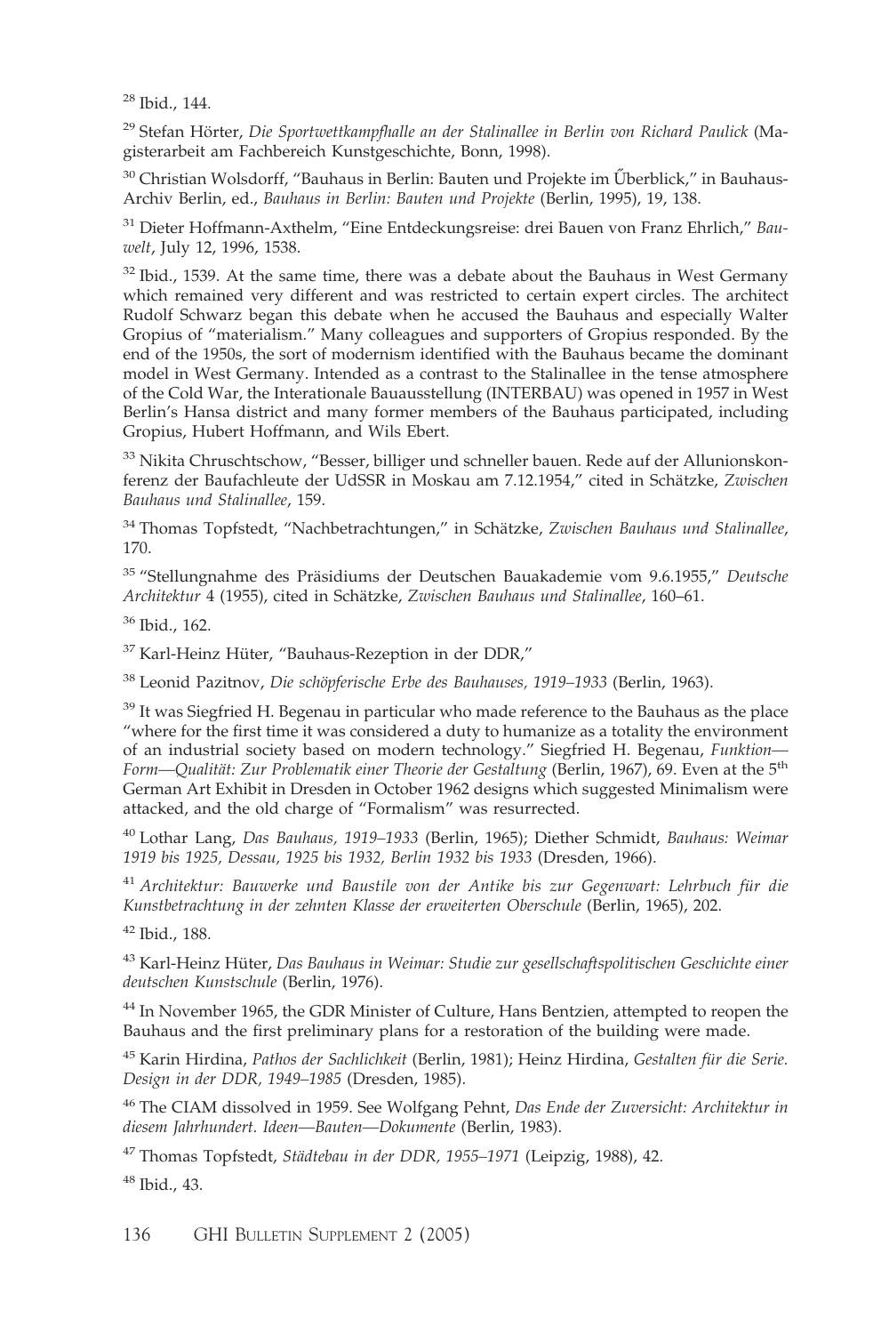[28] Ibid., 144.

[29] Stefan Hörter, *Die Sportwettkampfhalle an der Stalinallee in Berlin von Richard Paulick* (Magisterarbeit am Fachbereich Kunstgeschichte, Bonn, 1998).

[30] Christian Wolsdorff, "Bauhaus in Berlin: Bauten und Projekte im Űberblick," in Bauhaus-Archiv Berlin, ed., *Bauhaus in Berlin: Bauten und Projekte* (Berlin, 1995), 19, 138.

[31] Dieter Hoffmann-Axthelm, "Eine Entdeckungsreise: drei Bauen von Franz Ehrlich," *Bauwelt*, July 12, 1996, 1538.

[32] Ibid., 1539. At the same time, there was a debate about the Bauhaus in West Germany which remained very different and was restricted to certain expert circles. The architect Rudolf Schwarz began this debate when he accused the Bauhaus and especially Walter Gropius of "materialism." Many colleagues and supporters of Gropius responded. By the end of the 1950s, the sort of modernism identified with the Bauhaus became the dominant model in West Germany. Intended as a contrast to the Stalinallee in the tense atmosphere of the Cold War, the Interationale Bauausstellung (INTERBAU) was opened in 1957 in West Berlin's Hansa district and many former members of the Bauhaus participated, including Gropius, Hubert Hoffmann, and Wils Ebert.

[33] Nikita Chruschtschow, "Besser, billiger und schneller bauen. Rede auf der Allunionskonferenz der Baufachleute der UdSSR in Moskau am 7.12.1954," cited in Schätzke, *Zwischen Bauhaus und Stalinallee*, 159.

[34] Thomas Topfstedt, "Nachbetrachtungen," in Schätzke, *Zwischen Bauhaus und Stalinallee*, 170.

[35] "Stellungnahme des Präsidiums der Deutschen Bauakademie vom 9.6.1955," *Deutsche Architektur* 4 (1955), cited in Schätzke, *Zwischen Bauhaus und Stalinallee*, 160–61.

[36] Ibid., 162.

[37] Karl-Heinz Hüter, "Bauhaus-Rezeption in der DDR,"

[38] Leonid Pazitnov, *Die schöpferische Erbe des Bauhauses, 1919–1933* (Berlin, 1963).

[39] It was Siegfried H. Begenau in particular who made reference to the Bauhaus as the place "where for the first time it was considered a duty to humanize as a totality the environment of an industrial society based on modern technology." Siegfried H. Begenau, *Funktion—Form—Qualität: Zur Problematik einer Theorie der Gestaltung* (Berlin, 1967), 69. Even at the 5th German Art Exhibit in Dresden in October 1962 designs which suggested Minimalism were attacked, and the old charge of "Formalism" was resurrected.

[40] Lothar Lang, *Das Bauhaus, 1919–1933* (Berlin, 1965); Diether Schmidt, *Bauhaus: Weimar 1919 bis 1925, Dessau, 1925 bis 1932, Berlin 1932 bis 1933* (Dresden, 1966).

[41] *Architektur: Bauwerke und Baustile von der Antike bis zur Gegenwart: Lehrbuch für die Kunstbetrachtung in der zehnten Klasse der erweiterten Oberschule* (Berlin, 1965), 202.

[42] Ibid., 188.

[43] Karl-Heinz Hüter, *Das Bauhaus in Weimar: Studie zur gesellschaftspolitischen Geschichte einer deutschen Kunstschule* (Berlin, 1976).

[44] In November 1965, the GDR Minister of Culture, Hans Bentzien, attempted to reopen the Bauhaus and the first preliminary plans for a restoration of the building were made.

[45] Karin Hirdina, *Pathos der Sachlichkeit* (Berlin, 1981); Heinz Hirdina, *Gestalten für die Serie. Design in der DDR, 1949–1985* (Dresden, 1985).

[46] The CIAM dissolved in 1959. See Wolfgang Pehnt, *Das Ende der Zuversicht: Architektur in diesem Jahrhundert. Ideen—Bauten—Dokumente* (Berlin, 1983).

[47] Thomas Topfstedt, *Städtebau in der DDR, 1955–1971* (Leipzig, 1988), 42.

[48] Ibid., 43.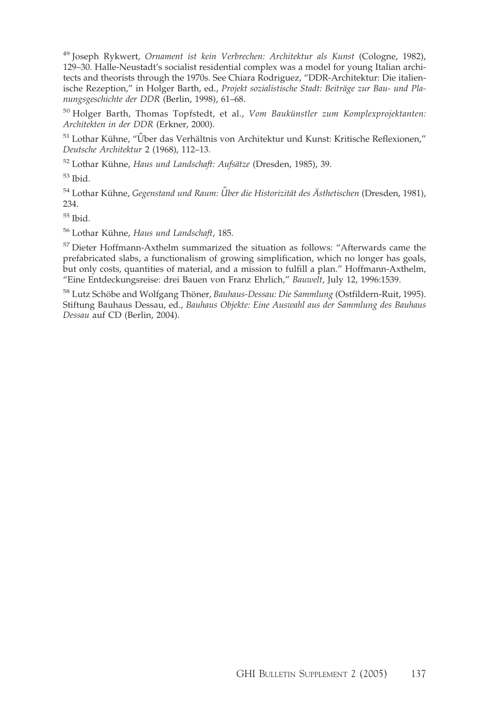[49] Joseph Rykwert, *Ornament ist kein Verbrechen: Architektur als Kunst* (Cologne, 1982), 129–30. Halle-Neustadt's socialist residential complex was a model for young Italian architects and theorists through the 1970s. See Chiara Rodriguez, "DDR-Architektur: Die italienische Rezeption," in Holger Barth, ed., *Projekt sozialistische Stadt: Beiträge zur Bau- und Planungsgeschichte der DDR* (Berlin, 1998), 61–68.

[50] Holger Barth, Thomas Topfstedt, et al., *Vom Baukünstler zum Komplexprojektanten: Architekten in der DDR* (Erkner, 2000).

[51] Lothar Kühne, "Über das Verhältnis von Architektur und Kunst: Kritische Reflexionen," *Deutsche Architektur* 2 (1968), 112–13.

[52] Lothar Kühne, *Haus und Landschaft: Aufsätze* (Dresden, 1985), 39.

[53] Ibid.

[54] Lothar Kühne, *Gegenstand und Raum: Über die Historizität des Ästhetischen* (Dresden, 1981), 234.

[55] Ibid.

[56] Lothar Kühne, *Haus und Landschaft*, 185.

[57] Dieter Hoffmann-Axthelm summarized the situation as follows: "Afterwards came the prefabricated slabs, a functionalism of growing simplification, which no longer has goals, but only costs, quantities of material, and a mission to fulfill a plan." Hoffmann-Axthelm, "Eine Entdeckungsreise: drei Bauen von Franz Ehrlich," *Bauwelt*, July 12, 1996:1539.

[58] Lutz Schöbe and Wolfgang Thöner, *Bauhaus-Dessau: Die Sammlung* (Ostfildern-Ruit, 1995). Stiftung Bauhaus Dessau, ed., *Bauhaus Objekte: Eine Auswahl aus der Sammlung des Bauhaus Dessau* auf CD (Berlin, 2004).